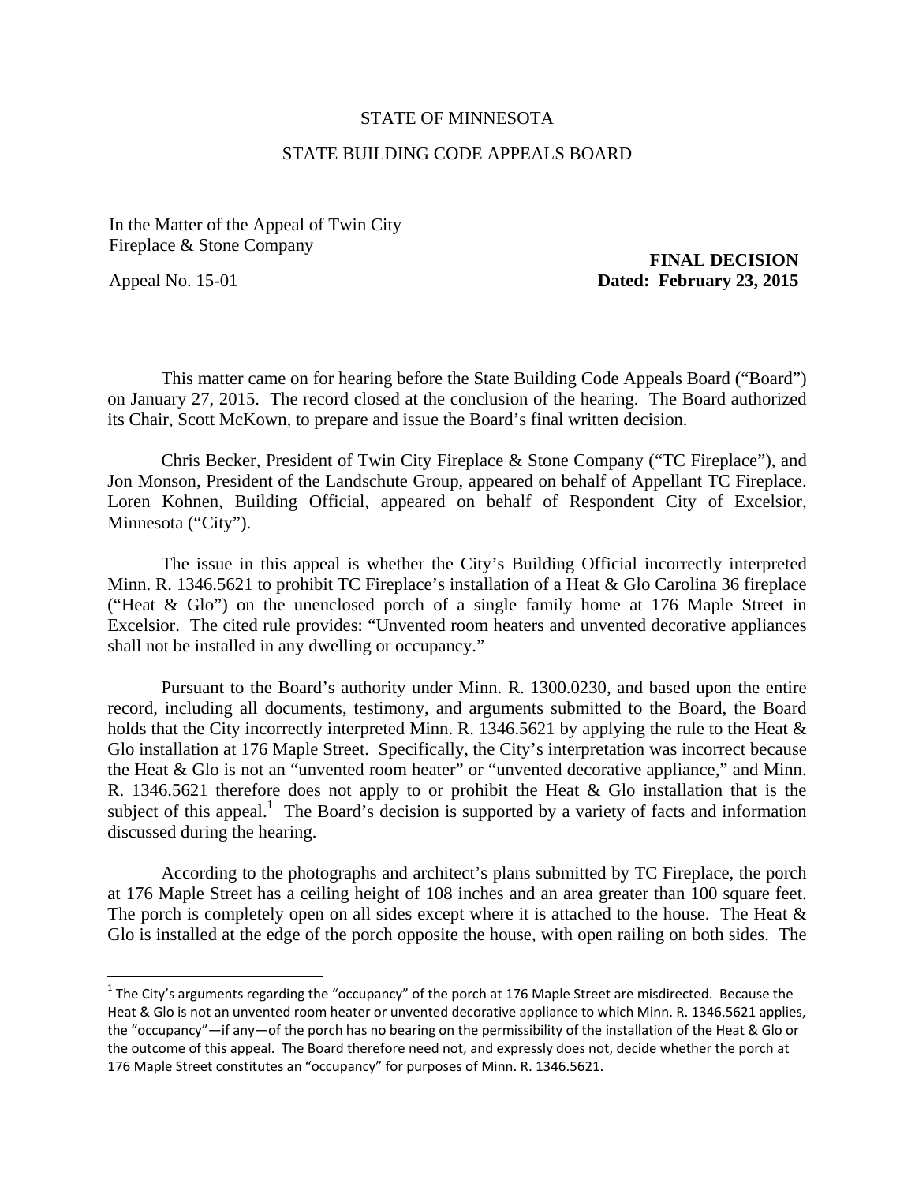STATE OF MINNESOTA

STATE BUILDING CODE APPEALS BOARD

In the Matter of the Appeal of Twin City Fireplace & Stone Company

Appeal No. 15-01

**FINAL DECISION**
**Dated: February 23, 2015**

This matter came on for hearing before the State Building Code Appeals Board ("Board") on January 27, 2015. The record closed at the conclusion of the hearing. The Board authorized its Chair, Scott McKown, to prepare and issue the Board's final written decision.

Chris Becker, President of Twin City Fireplace & Stone Company ("TC Fireplace"), and Jon Monson, President of the Landschute Group, appeared on behalf of Appellant TC Fireplace. Loren Kohnen, Building Official, appeared on behalf of Respondent City of Excelsior, Minnesota ("City").

The issue in this appeal is whether the City's Building Official incorrectly interpreted Minn. R. 1346.5621 to prohibit TC Fireplace's installation of a Heat & Glo Carolina 36 fireplace ("Heat & Glo") on the unenclosed porch of a single family home at 176 Maple Street in Excelsior. The cited rule provides: "Unvented room heaters and unvented decorative appliances shall not be installed in any dwelling or occupancy."

Pursuant to the Board's authority under Minn. R. 1300.0230, and based upon the entire record, including all documents, testimony, and arguments submitted to the Board, the Board holds that the City incorrectly interpreted Minn. R. 1346.5621 by applying the rule to the Heat & Glo installation at 176 Maple Street. Specifically, the City's interpretation was incorrect because the Heat & Glo is not an "unvented room heater" or "unvented decorative appliance," and Minn. R. 1346.5621 therefore does not apply to or prohibit the Heat & Glo installation that is the subject of this appeal.[1] The Board's decision is supported by a variety of facts and information discussed during the hearing.

According to the photographs and architect's plans submitted by TC Fireplace, the porch at 176 Maple Street has a ceiling height of 108 inches and an area greater than 100 square feet. The porch is completely open on all sides except where it is attached to the house. The Heat & Glo is installed at the edge of the porch opposite the house, with open railing on both sides. The

---

[1] The City's arguments regarding the "occupancy" of the porch at 176 Maple Street are misdirected. Because the Heat & Glo is not an unvented room heater or unvented decorative appliance to which Minn. R. 1346.5621 applies, the "occupancy"—if any—of the porch has no bearing on the permissibility of the installation of the Heat & Glo or the outcome of this appeal. The Board therefore need not, and expressly does not, decide whether the porch at 176 Maple Street constitutes an "occupancy" for purposes of Minn. R. 1346.5621.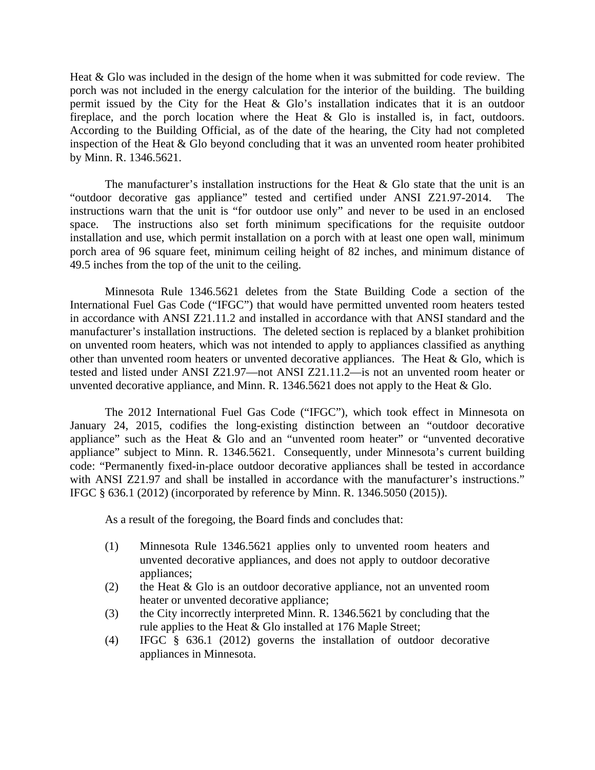Heat & Glo was included in the design of the home when it was submitted for code review. The porch was not included in the energy calculation for the interior of the building. The building permit issued by the City for the Heat & Glo's installation indicates that it is an outdoor fireplace, and the porch location where the Heat & Glo is installed is, in fact, outdoors. According to the Building Official, as of the date of the hearing, the City had not completed inspection of the Heat & Glo beyond concluding that it was an unvented room heater prohibited by Minn. R. 1346.5621.

The manufacturer's installation instructions for the Heat & Glo state that the unit is an "outdoor decorative gas appliance" tested and certified under ANSI Z21.97-2014. The instructions warn that the unit is "for outdoor use only" and never to be used in an enclosed space. The instructions also set forth minimum specifications for the requisite outdoor installation and use, which permit installation on a porch with at least one open wall, minimum porch area of 96 square feet, minimum ceiling height of 82 inches, and minimum distance of 49.5 inches from the top of the unit to the ceiling.

Minnesota Rule 1346.5621 deletes from the State Building Code a section of the International Fuel Gas Code ("IFGC") that would have permitted unvented room heaters tested in accordance with ANSI Z21.11.2 and installed in accordance with that ANSI standard and the manufacturer's installation instructions. The deleted section is replaced by a blanket prohibition on unvented room heaters, which was not intended to apply to appliances classified as anything other than unvented room heaters or unvented decorative appliances. The Heat & Glo, which is tested and listed under ANSI Z21.97—not ANSI Z21.11.2—is not an unvented room heater or unvented decorative appliance, and Minn. R. 1346.5621 does not apply to the Heat & Glo.

The 2012 International Fuel Gas Code ("IFGC"), which took effect in Minnesota on January 24, 2015, codifies the long-existing distinction between an "outdoor decorative appliance" such as the Heat & Glo and an "unvented room heater" or "unvented decorative appliance" subject to Minn. R. 1346.5621. Consequently, under Minnesota's current building code: "Permanently fixed-in-place outdoor decorative appliances shall be tested in accordance with ANSI Z21.97 and shall be installed in accordance with the manufacturer's instructions." IFGC § 636.1 (2012) (incorporated by reference by Minn. R. 1346.5050 (2015)).

As a result of the foregoing, the Board finds and concludes that:

(1) Minnesota Rule 1346.5621 applies only to unvented room heaters and unvented decorative appliances, and does not apply to outdoor decorative appliances;
(2) the Heat & Glo is an outdoor decorative appliance, not an unvented room heater or unvented decorative appliance;
(3) the City incorrectly interpreted Minn. R. 1346.5621 by concluding that the rule applies to the Heat & Glo installed at 176 Maple Street;
(4) IFGC § 636.1 (2012) governs the installation of outdoor decorative appliances in Minnesota.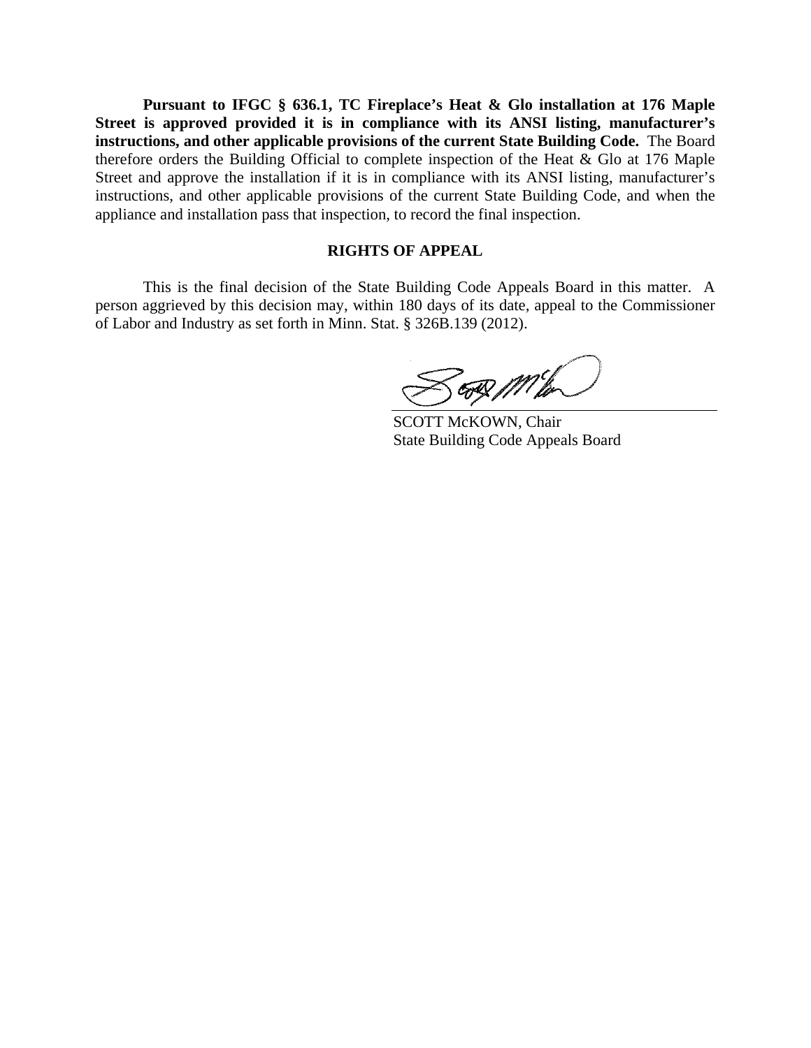**Pursuant to IFGC § 636.1, TC Fireplace's Heat & Glo installation at 176 Maple Street is approved provided it is in compliance with its ANSI listing, manufacturer's instructions, and other applicable provisions of the current State Building Code.** The Board therefore orders the Building Official to complete inspection of the Heat & Glo at 176 Maple Street and approve the installation if it is in compliance with its ANSI listing, manufacturer's instructions, and other applicable provisions of the current State Building Code, and when the appliance and installation pass that inspection, to record the final inspection.

## RIGHTS OF APPEAL

This is the final decision of the State Building Code Appeals Board in this matter. A person aggrieved by this decision may, within 180 days of its date, appeal to the Commissioner of Labor and Industry as set forth in Minn. Stat. § 326B.139 (2012).

SCOTT McKOWN, Chair
State Building Code Appeals Board